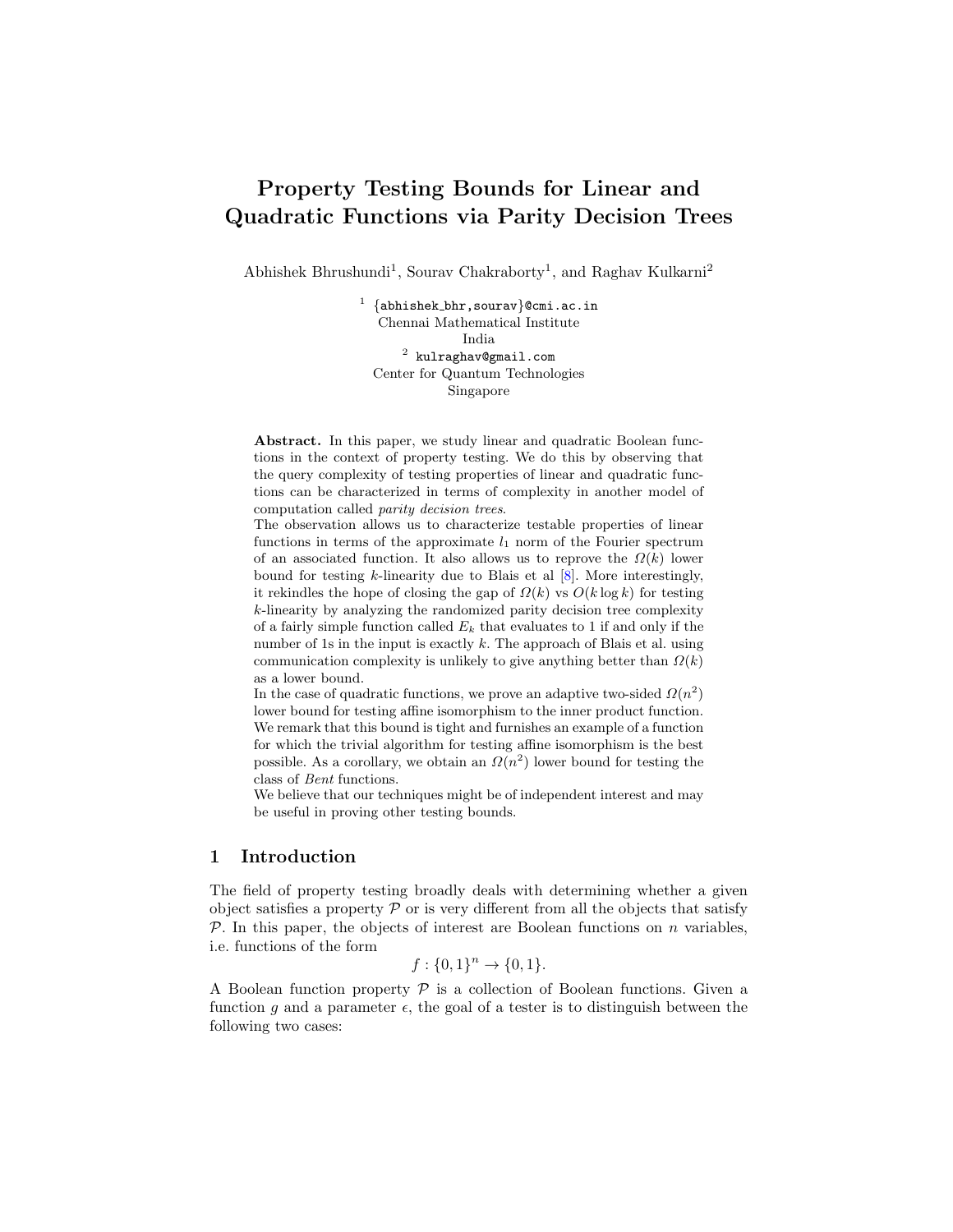# Property Testing Bounds for Linear and Quadratic Functions via Parity Decision Trees

Abhishek Bhrushundi[1], Sourav Chakraborty[1], and Raghav Kulkarni[2]

[1] {abhishek_bhr,sourav}@cmi.ac.in
Chennai Mathematical Institute
India

[2] kulraghav@gmail.com
Center for Quantum Technologies
Singapore

**Abstract.** In this paper, we study linear and quadratic Boolean functions in the context of property testing. We do this by observing that the query complexity of testing properties of linear and quadratic functions can be characterized in terms of complexity in another model of computation called *parity decision trees*.

The observation allows us to characterize testable properties of linear functions in terms of the approximate $l_1$ norm of the Fourier spectrum of an associated function. It also allows us to reprove the $\Omega(k)$ lower bound for testing $k$-linearity due to Blais et al [8]. More interestingly, it rekindles the hope of closing the gap of $\Omega(k)$ vs $O(k \log k)$ for testing $k$-linearity by analyzing the randomized parity decision tree complexity of a fairly simple function called $E_k$ that evaluates to 1 if and only if the number of 1s in the input is exactly $k$. The approach of Blais et al. using communication complexity is unlikely to give anything better than $\Omega(k)$ as a lower bound.

In the case of quadratic functions, we prove an adaptive two-sided $\Omega(n^2)$ lower bound for testing affine isomorphism to the inner product function. We remark that this bound is tight and furnishes an example of a function for which the trivial algorithm for testing affine isomorphism is the best possible. As a corollary, we obtain an $\Omega(n^2)$ lower bound for testing the class of *Bent* functions.

We believe that our techniques might be of independent interest and may be useful in proving other testing bounds.

## 1 Introduction

The field of property testing broadly deals with determining whether a given object satisfies a property $\mathcal{P}$ or is very different from all the objects that satisfy $\mathcal{P}$. In this paper, the objects of interest are Boolean functions on $n$ variables, i.e. functions of the form

$$f : \{0,1\}^n \to \{0,1\}.$$

A Boolean function property $\mathcal{P}$ is a collection of Boolean functions. Given a function $g$ and a parameter $\epsilon$, the goal of a tester is to distinguish between the following two cases: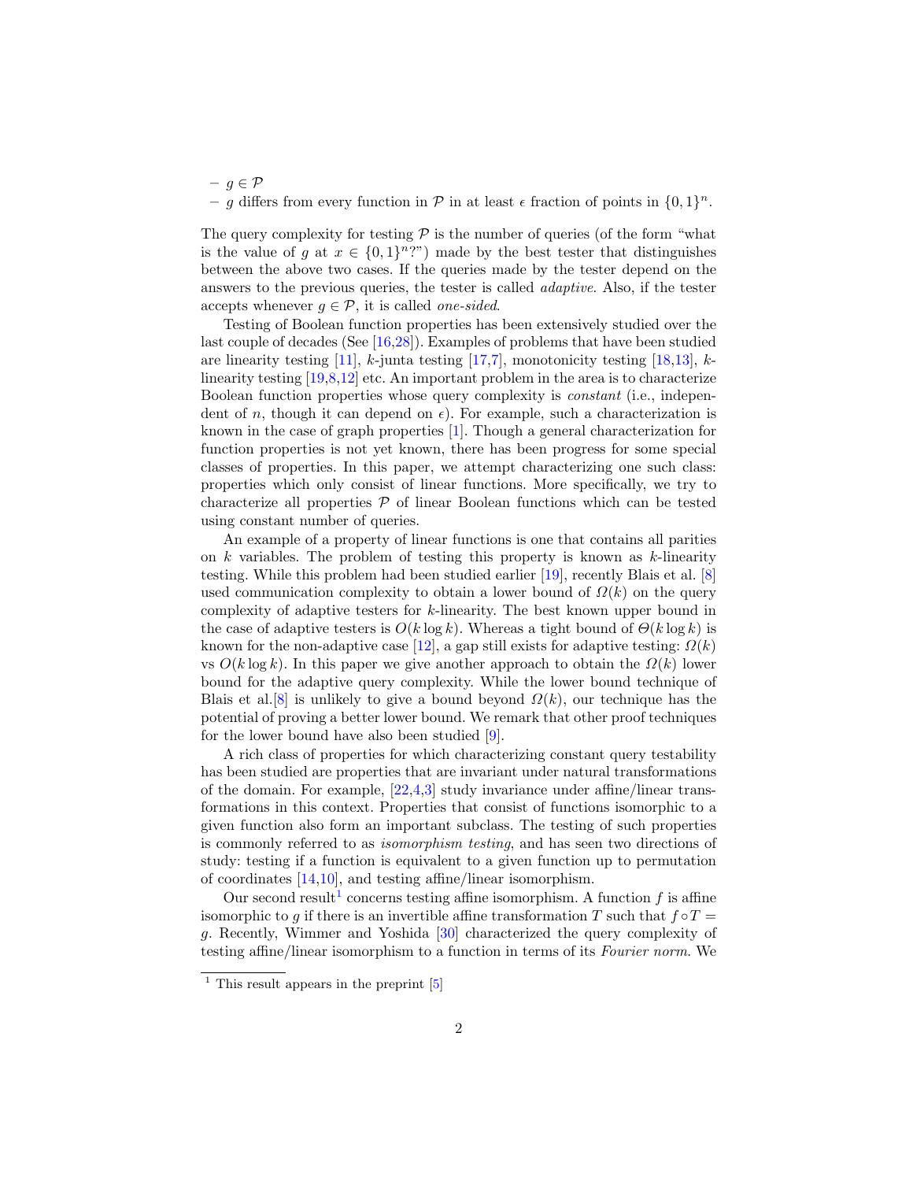- $g \in \mathcal{P}$
- $g$ differs from every function in $\mathcal{P}$ in at least $\epsilon$ fraction of points in $\{0,1\}^n$.

The query complexity for testing $\mathcal{P}$ is the number of queries (of the form "what is the value of $g$ at $x \in \{0,1\}^n$?") made by the best tester that distinguishes between the above two cases. If the queries made by the tester depend on the answers to the previous queries, the tester is called *adaptive*. Also, if the tester accepts whenever $g \in \mathcal{P}$, it is called *one-sided*.

Testing of Boolean function properties has been extensively studied over the last couple of decades (See [16,28]). Examples of problems that have been studied are linearity testing [11], $k$-junta testing [17,7], monotonicity testing [18,13], $k$-linearity testing [19,8,12] etc. An important problem in the area is to characterize Boolean function properties whose query complexity is *constant* (i.e., independent of $n$, though it can depend on $\epsilon$). For example, such a characterization is known in the case of graph properties [1]. Though a general characterization for function properties is not yet known, there has been progress for some special classes of properties. In this paper, we attempt characterizing one such class: properties which only consist of linear functions. More specifically, we try to characterize all properties $\mathcal{P}$ of linear Boolean functions which can be tested using constant number of queries.

An example of a property of linear functions is one that contains all parities on $k$ variables. The problem of testing this property is known as $k$-linearity testing. While this problem had been studied earlier [19], recently Blais et al. [8] used communication complexity to obtain a lower bound of $\Omega(k)$ on the query complexity of adaptive testers for $k$-linearity. The best known upper bound in the case of adaptive testers is $O(k \log k)$. Whereas a tight bound of $\Theta(k \log k)$ is known for the non-adaptive case [12], a gap still exists for adaptive testing: $\Omega(k)$ vs $O(k \log k)$. In this paper we give another approach to obtain the $\Omega(k)$ lower bound for the adaptive query complexity. While the lower bound technique of Blais et al.[8] is unlikely to give a bound beyond $\Omega(k)$, our technique has the potential of proving a better lower bound. We remark that other proof techniques for the lower bound have also been studied [9].

A rich class of properties for which characterizing constant query testability has been studied are properties that are invariant under natural transformations of the domain. For example, [22,4,3] study invariance under affine/linear transformations in this context. Properties that consist of functions isomorphic to a given function also form an important subclass. The testing of such properties is commonly referred to as *isomorphism testing*, and has seen two directions of study: testing if a function is equivalent to a given function up to permutation of coordinates [14,10], and testing affine/linear isomorphism.

Our second result[1] concerns testing affine isomorphism. A function $f$ is affine isomorphic to $g$ if there is an invertible affine transformation $T$ such that $f \circ T = g$. Recently, Wimmer and Yoshida [30] characterized the query complexity of testing affine/linear isomorphism to a function in terms of its *Fourier norm*. We

[1] This result appears in the preprint [5]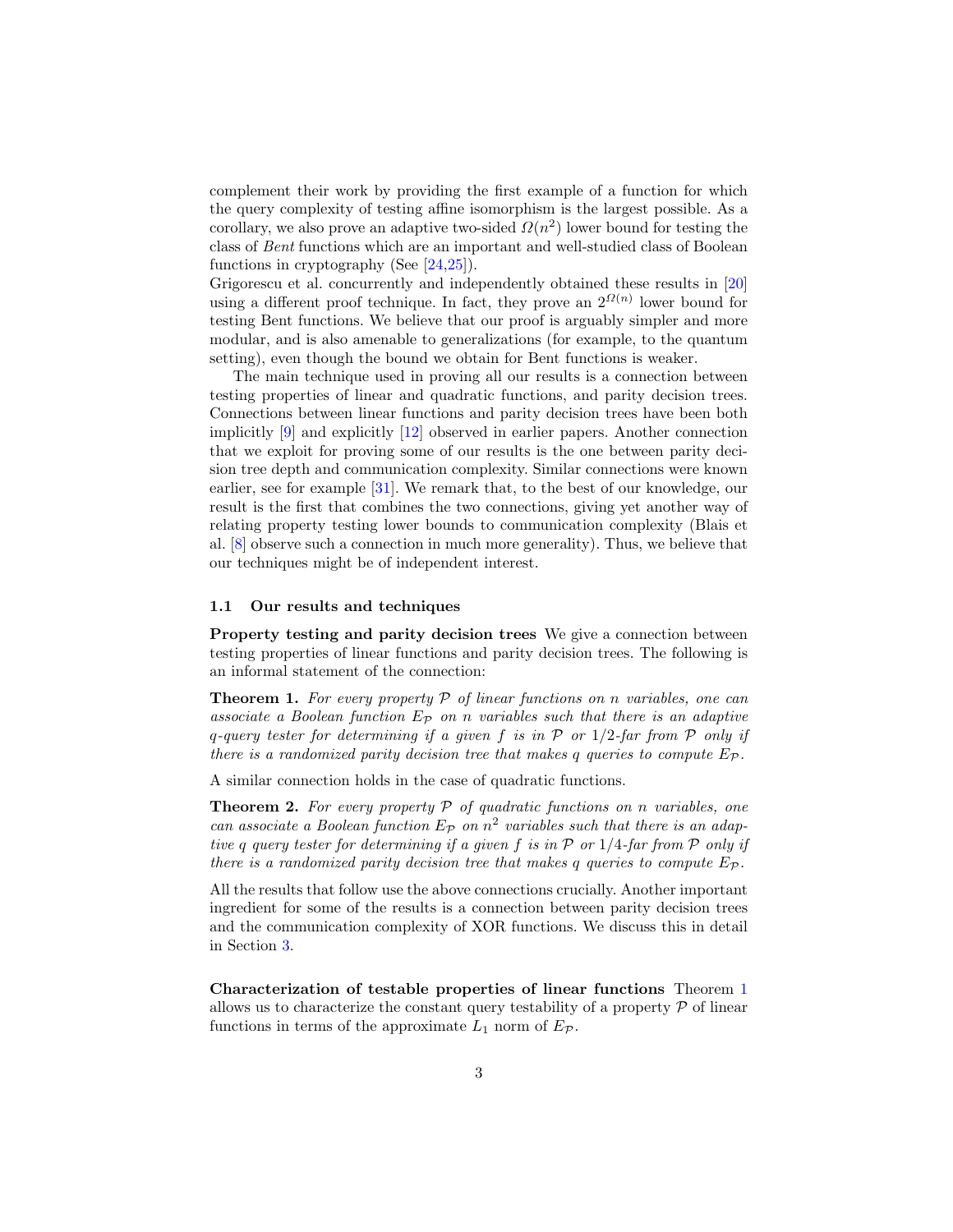complement their work by providing the first example of a function for which the query complexity of testing affine isomorphism is the largest possible. As a corollary, we also prove an adaptive two-sided $\Omega(n^2)$ lower bound for testing the class of *Bent* functions which are an important and well-studied class of Boolean functions in cryptography (See [24,25]).

Grigorescu et al. concurrently and independently obtained these results in [20] using a different proof technique. In fact, they prove an $2^{\Omega(n)}$ lower bound for testing Bent functions. We believe that our proof is arguably simpler and more modular, and is also amenable to generalizations (for example, to the quantum setting), even though the bound we obtain for Bent functions is weaker.

The main technique used in proving all our results is a connection between testing properties of linear and quadratic functions, and parity decision trees. Connections between linear functions and parity decision trees have been both implicitly [9] and explicitly [12] observed in earlier papers. Another connection that we exploit for proving some of our results is the one between parity decision tree depth and communication complexity. Similar connections were known earlier, see for example [31]. We remark that, to the best of our knowledge, our result is the first that combines the two connections, giving yet another way of relating property testing lower bounds to communication complexity (Blais et al. [8] observe such a connection in much more generality). Thus, we believe that our techniques might be of independent interest.

### 1.1 Our results and techniques

**Property testing and parity decision trees** We give a connection between testing properties of linear functions and parity decision trees. The following is an informal statement of the connection:

**Theorem 1.** *For every property $\mathcal{P}$ of linear functions on $n$ variables, one can associate a Boolean function $E_{\mathcal{P}}$ on $n$ variables such that there is an adaptive $q$-query tester for determining if a given $f$ is in $\mathcal{P}$ or $1/2$-far from $\mathcal{P}$ only if there is a randomized parity decision tree that makes $q$ queries to compute $E_{\mathcal{P}}$.*

A similar connection holds in the case of quadratic functions.

**Theorem 2.** *For every property $\mathcal{P}$ of quadratic functions on $n$ variables, one can associate a Boolean function $E_{\mathcal{P}}$ on $n^2$ variables such that there is an adaptive $q$ query tester for determining if a given $f$ is in $\mathcal{P}$ or $1/4$-far from $\mathcal{P}$ only if there is a randomized parity decision tree that makes $q$ queries to compute $E_{\mathcal{P}}$.*

All the results that follow use the above connections crucially. Another important ingredient for some of the results is a connection between parity decision trees and the communication complexity of XOR functions. We discuss this in detail in Section 3.

**Characterization of testable properties of linear functions** Theorem 1 allows us to characterize the constant query testability of a property $\mathcal{P}$ of linear functions in terms of the approximate $L_1$ norm of $E_{\mathcal{P}}$.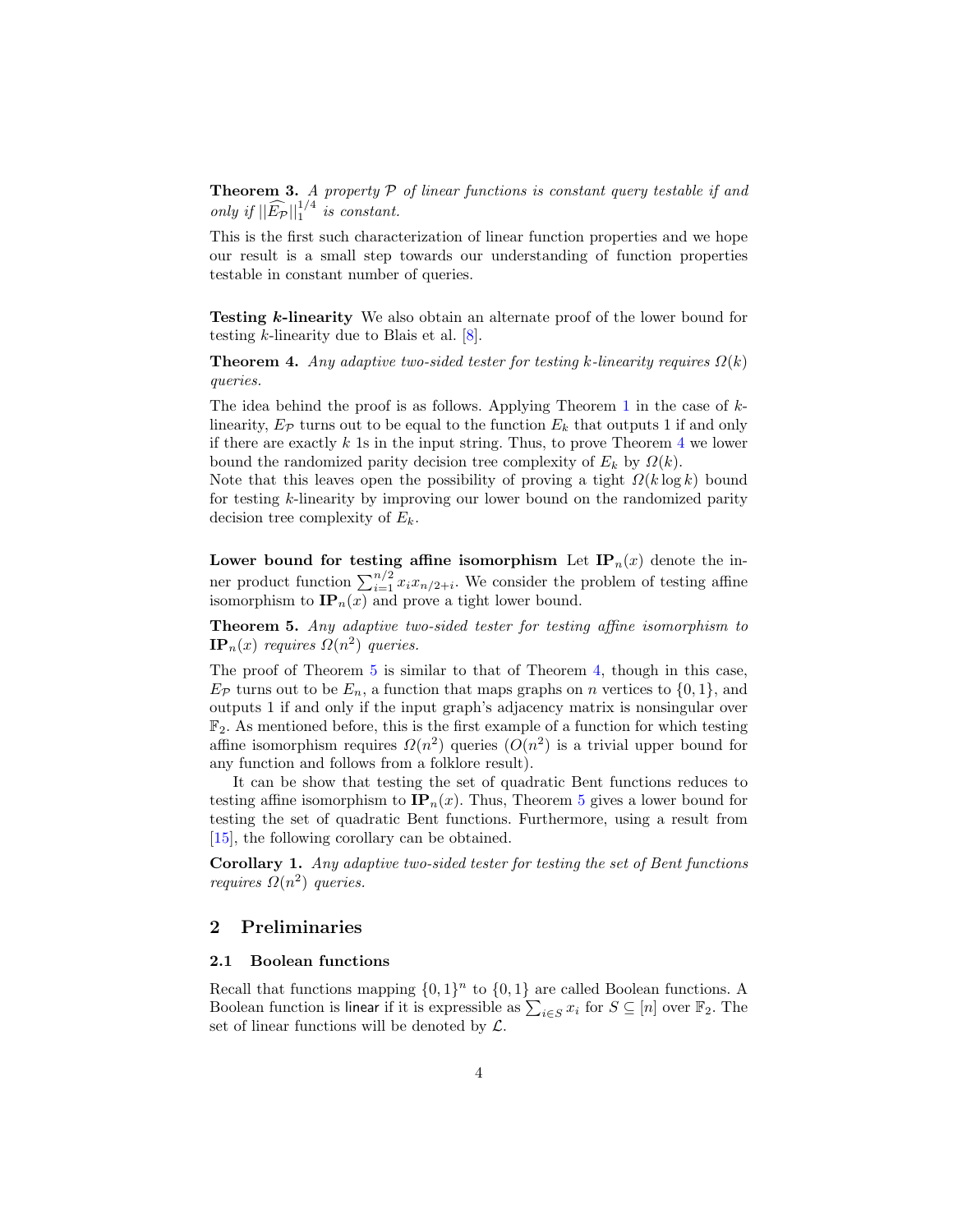**Theorem 3.** *A property $\mathcal{P}$ of linear functions is constant query testable if and only if $||\widehat{E_{\mathcal{P}}}||_1^{1/4}$ is constant.*

This is the first such characterization of linear function properties and we hope our result is a small step towards our understanding of function properties testable in constant number of queries.

**Testing $k$-linearity** We also obtain an alternate proof of the lower bound for testing $k$-linearity due to Blais et al. [8].

**Theorem 4.** *Any adaptive two-sided tester for testing $k$-linearity requires $\Omega(k)$ queries.*

The idea behind the proof is as follows. Applying Theorem 1 in the case of $k$-linearity, $E_{\mathcal{P}}$ turns out to be equal to the function $E_k$ that outputs 1 if and only if there are exactly $k$ 1s in the input string. Thus, to prove Theorem 4 we lower bound the randomized parity decision tree complexity of $E_k$ by $\Omega(k)$.
Note that this leaves open the possibility of proving a tight $\Omega(k \log k)$ bound for testing $k$-linearity by improving our lower bound on the randomized parity decision tree complexity of $E_k$.

**Lower bound for testing affine isomorphism** Let $\mathbf{IP}_n(x)$ denote the inner product function $\sum_{i=1}^{n/2} x_i x_{n/2+i}$. We consider the problem of testing affine isomorphism to $\mathbf{IP}_n(x)$ and prove a tight lower bound.

**Theorem 5.** *Any adaptive two-sided tester for testing affine isomorphism to $\mathbf{IP}_n(x)$ requires $\Omega(n^2)$ queries.*

The proof of Theorem 5 is similar to that of Theorem 4, though in this case, $E_{\mathcal{P}}$ turns out to be $E_n$, a function that maps graphs on $n$ vertices to $\{0,1\}$, and outputs 1 if and only if the input graph's adjacency matrix is nonsingular over $\mathbb{F}_2$. As mentioned before, this is the first example of a function for which testing affine isomorphism requires $\Omega(n^2)$ queries ($O(n^2)$ is a trivial upper bound for any function and follows from a folklore result).

It can be show that testing the set of quadratic Bent functions reduces to testing affine isomorphism to $\mathbf{IP}_n(x)$. Thus, Theorem 5 gives a lower bound for testing the set of quadratic Bent functions. Furthermore, using a result from [15], the following corollary can be obtained.

**Corollary 1.** *Any adaptive two-sided tester for testing the set of Bent functions requires $\Omega(n^2)$ queries.*

## 2 Preliminaries

### 2.1 Boolean functions

Recall that functions mapping $\{0,1\}^n$ to $\{0,1\}$ are called Boolean functions. A Boolean function is linear if it is expressible as $\sum_{i \in S} x_i$ for $S \subseteq [n]$ over $\mathbb{F}_2$. The set of linear functions will be denoted by $\mathcal{L}$.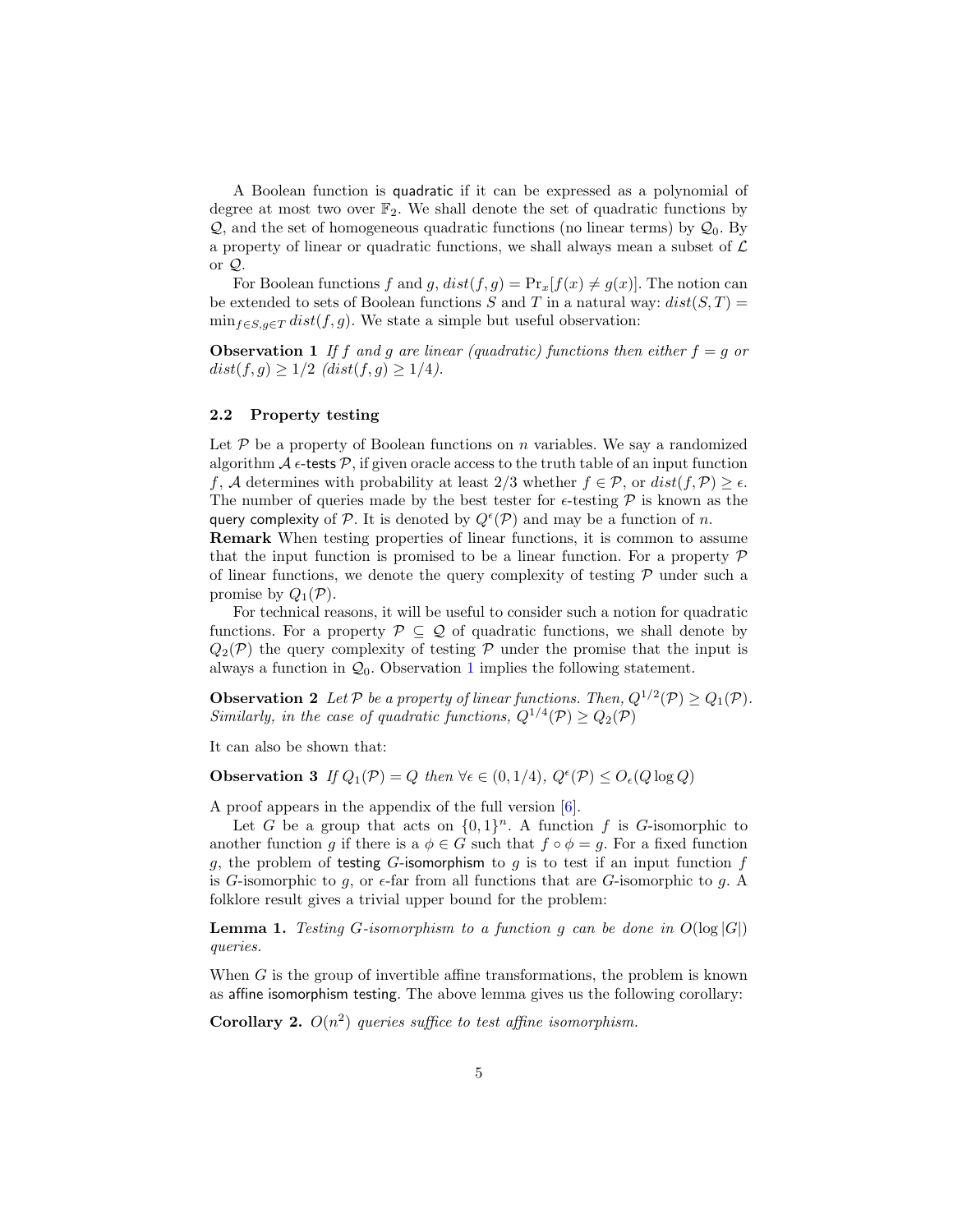A Boolean function is quadratic if it can be expressed as a polynomial of degree at most two over $\mathbb{F}_2$. We shall denote the set of quadratic functions by $\mathcal{Q}$, and the set of homogeneous quadratic functions (no linear terms) by $\mathcal{Q}_0$. By a property of linear or quadratic functions, we shall always mean a subset of $\mathcal{L}$ or $\mathcal{Q}$.

For Boolean functions $f$ and $g$, $dist(f, g) = \Pr_x[f(x) \neq g(x)]$. The notion can be extended to sets of Boolean functions $S$ and $T$ in a natural way: $dist(S, T) = \min_{f \in S, g \in T} dist(f, g)$. We state a simple but useful observation:

**Observation 1** *If $f$ and $g$ are linear (quadratic) functions then either $f = g$ or $dist(f, g) \geq 1/2$ ($dist(f, g) \geq 1/4$).*

### 2.2 Property testing

Let $\mathcal{P}$ be a property of Boolean functions on $n$ variables. We say a randomized algorithm $\mathcal{A}$ $\epsilon$-tests $\mathcal{P}$, if given oracle access to the truth table of an input function $f$, $\mathcal{A}$ determines with probability at least $2/3$ whether $f \in \mathcal{P}$, or $dist(f, \mathcal{P}) \geq \epsilon$. The number of queries made by the best tester for $\epsilon$-testing $\mathcal{P}$ is known as the query complexity of $\mathcal{P}$. It is denoted by $Q^\epsilon(\mathcal{P})$ and may be a function of $n$.

**Remark** When testing properties of linear functions, it is common to assume that the input function is promised to be a linear function. For a property $\mathcal{P}$ of linear functions, we denote the query complexity of testing $\mathcal{P}$ under such a promise by $Q_1(\mathcal{P})$.

For technical reasons, it will be useful to consider such a notion for quadratic functions. For a property $\mathcal{P} \subseteq \mathcal{Q}$ of quadratic functions, we shall denote by $Q_2(\mathcal{P})$ the query complexity of testing $\mathcal{P}$ under the promise that the input is always a function in $\mathcal{Q}_0$. Observation 1 implies the following statement.

**Observation 2** *Let $\mathcal{P}$ be a property of linear functions. Then, $Q^{1/2}(\mathcal{P}) \geq Q_1(\mathcal{P})$. Similarly, in the case of quadratic functions, $Q^{1/4}(\mathcal{P}) \geq Q_2(\mathcal{P})$*

It can also be shown that:

**Observation 3** *If $Q_1(\mathcal{P}) = Q$ then $\forall \epsilon \in (0, 1/4)$, $Q^\epsilon(\mathcal{P}) \leq O_\epsilon(Q \log Q)$*

A proof appears in the appendix of the full version [6].

Let $G$ be a group that acts on $\{0,1\}^n$. A function $f$ is $G$-isomorphic to another function $g$ if there is a $\phi \in G$ such that $f \circ \phi = g$. For a fixed function $g$, the problem of testing $G$-isomorphism to $g$ is to test if an input function $f$ is $G$-isomorphic to $g$, or $\epsilon$-far from all functions that are $G$-isomorphic to $g$. A folklore result gives a trivial upper bound for the problem:

**Lemma 1.** *Testing $G$-isomorphism to a function $g$ can be done in $O(\log |G|)$ queries.*

When $G$ is the group of invertible affine transformations, the problem is known as affine isomorphism testing. The above lemma gives us the following corollary:

**Corollary 2.** *$O(n^2)$ queries suffice to test affine isomorphism.*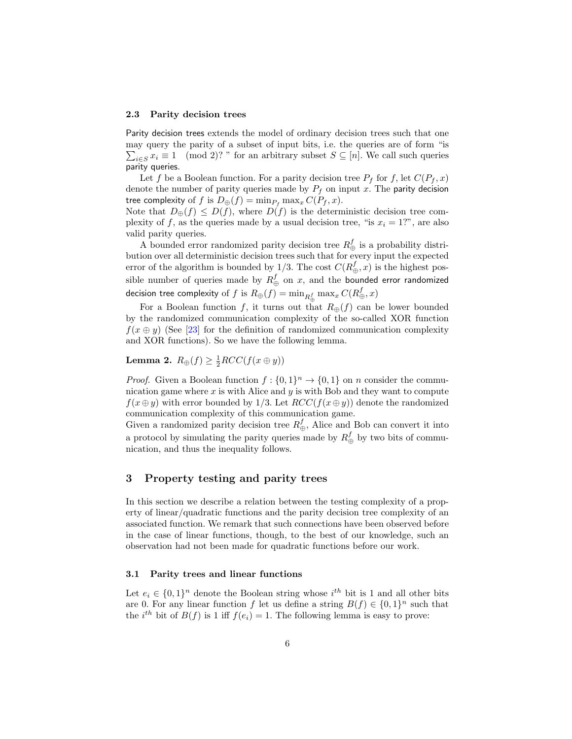### 2.3 Parity decision trees

Parity decision trees extends the model of ordinary decision trees such that one may query the parity of a subset of input bits, i.e. the queries are of form "is $\sum_{i \in S} x_i \equiv 1 \pmod 2$? " for an arbitrary subset $S \subseteq [n]$. We call such queries parity queries.

Let $f$ be a Boolean function. For a parity decision tree $P_f$ for $f$, let $C(P_f, x)$ denote the number of parity queries made by $P_f$ on input $x$. The parity decision tree complexity of $f$ is $D_\oplus(f) = \min_{P_f} \max_x C(P_f, x)$.
Note that $D_\oplus(f) \leq D(f)$, where $D(f)$ is the deterministic decision tree complexity of $f$, as the queries made by a usual decision tree, "is $x_i = 1$?", are also valid parity queries.

A bounded error randomized parity decision tree $R^f_\oplus$ is a probability distribution over all deterministic decision trees such that for every input the expected error of the algorithm is bounded by $1/3$. The cost $C(R^f_\oplus, x)$ is the highest possible number of queries made by $R^f_\oplus$ on $x$, and the bounded error randomized decision tree complexity of $f$ is $R_\oplus(f) = \min_{R^f_\oplus} \max_x C(R^f_\oplus, x)$

For a Boolean function $f$, it turns out that $R_\oplus(f)$ can be lower bounded by the randomized communication complexity of the so-called XOR function $f(x \oplus y)$ (See [23] for the definition of randomized communication complexity and XOR functions). So we have the following lemma.

**Lemma 2.** $R_\oplus(f) \geq \frac{1}{2} RCC(f(x \oplus y))$

*Proof.* Given a Boolean function $f : \{0,1\}^n \to \{0,1\}$ on $n$ consider the communication game where $x$ is with Alice and $y$ is with Bob and they want to compute $f(x \oplus y)$ with error bounded by $1/3$. Let $RCC(f(x \oplus y))$ denote the randomized communication complexity of this communication game.
Given a randomized parity decision tree $R^f_\oplus$, Alice and Bob can convert it into a protocol by simulating the parity queries made by $R^f_\oplus$ by two bits of communication, and thus the inequality follows.

## 3 Property testing and parity trees

In this section we describe a relation between the testing complexity of a property of linear/quadratic functions and the parity decision tree complexity of an associated function. We remark that such connections have been observed before in the case of linear functions, though, to the best of our knowledge, such an observation had not been made for quadratic functions before our work.

### 3.1 Parity trees and linear functions

Let $e_i \in \{0,1\}^n$ denote the Boolean string whose $i^{th}$ bit is 1 and all other bits are 0. For any linear function $f$ let us define a string $B(f) \in \{0,1\}^n$ such that the $i^{th}$ bit of $B(f)$ is 1 iff $f(e_i) = 1$. The following lemma is easy to prove: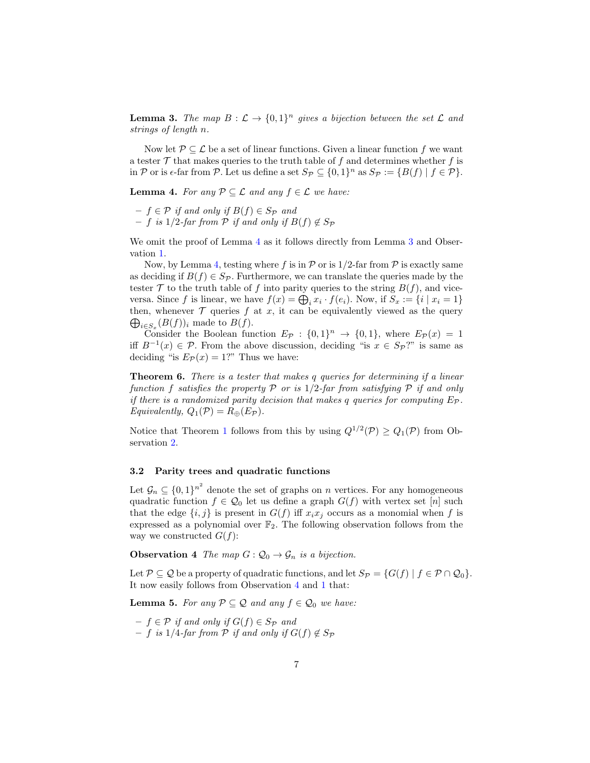**Lemma 3.** *The map $B : \mathcal{L} \to \{0,1\}^n$ gives a bijection between the set $\mathcal{L}$ and strings of length $n$.*

Now let $\mathcal{P} \subseteq \mathcal{L}$ be a set of linear functions. Given a linear function $f$ we want a tester $\mathcal{T}$ that makes queries to the truth table of $f$ and determines whether $f$ is in $\mathcal{P}$ or is $\epsilon$-far from $\mathcal{P}$. Let us define a set $S_{\mathcal{P}} \subseteq \{0,1\}^n$ as $S_{\mathcal{P}} := \{B(f) \mid f \in \mathcal{P}\}$.

**Lemma 4.** *For any $\mathcal{P} \subseteq \mathcal{L}$ and any $f \in \mathcal{L}$ we have:*

- *$f \in \mathcal{P}$ if and only if $B(f) \in S_{\mathcal{P}}$ and*
- *$f$ is $1/2$-far from $\mathcal{P}$ if and only if $B(f) \notin S_{\mathcal{P}}$*

We omit the proof of Lemma 4 as it follows directly from Lemma 3 and Observation 1.

Now, by Lemma 4, testing where $f$ is in $\mathcal{P}$ or is $1/2$-far from $\mathcal{P}$ is exactly same as deciding if $B(f) \in S_{\mathcal{P}}$. Furthermore, we can translate the queries made by the tester $\mathcal{T}$ to the truth table of $f$ into parity queries to the string $B(f)$, and vice-versa. Since $f$ is linear, we have $f(x) = \bigoplus_i x_i \cdot f(e_i)$. Now, if $S_x := \{i \mid x_i = 1\}$ then, whenever $\mathcal{T}$ queries $f$ at $x$, it can be equivalently viewed as the query $\bigoplus_{i \in S_x} (B(f))_i$ made to $B(f)$.

Consider the Boolean function $E_{\mathcal{P}} : \{0,1\}^n \to \{0,1\}$, where $E_{\mathcal{P}}(x) = 1$ iff $B^{-1}(x) \in \mathcal{P}$. From the above discussion, deciding "is $x \in S_{\mathcal{P}}$?" is same as deciding "is $E_{\mathcal{P}}(x) = 1$?" Thus we have:

**Theorem 6.** *There is a tester that makes $q$ queries for determining if a linear function $f$ satisfies the property $\mathcal{P}$ or is $1/2$-far from satisfying $\mathcal{P}$ if and only if there is a randomized parity decision that makes $q$ queries for computing $E_{\mathcal{P}}$. Equivalently, $Q_1(\mathcal{P}) = R_{\oplus}(E_{\mathcal{P}})$.*

Notice that Theorem 1 follows from this by using $Q^{1/2}(\mathcal{P}) \geq Q_1(\mathcal{P})$ from Observation 2.

### 3.2 Parity trees and quadratic functions

Let $\mathcal{G}_n \subseteq \{0,1\}^{n^2}$ denote the set of graphs on $n$ vertices. For any homogeneous quadratic function $f \in \mathcal{Q}_0$ let us define a graph $G(f)$ with vertex set $[n]$ such that the edge $\{i,j\}$ is present in $G(f)$ iff $x_i x_j$ occurs as a monomial when $f$ is expressed as a polynomial over $\mathbb{F}_2$. The following observation follows from the way we constructed $G(f)$:

**Observation 4** *The map $G : \mathcal{Q}_0 \to \mathcal{G}_n$ is a bijection.*

Let $\mathcal{P} \subseteq \mathcal{Q}$ be a property of quadratic functions, and let $S_{\mathcal{P}} = \{G(f) \mid f \in \mathcal{P} \cap \mathcal{Q}_0\}$. It now easily follows from Observation 4 and 1 that:

**Lemma 5.** *For any $\mathcal{P} \subseteq \mathcal{Q}$ and any $f \in \mathcal{Q}_0$ we have:*

- *$f \in \mathcal{P}$ if and only if $G(f) \in S_{\mathcal{P}}$ and*
- *$f$ is $1/4$-far from $\mathcal{P}$ if and only if $G(f) \notin S_{\mathcal{P}}$*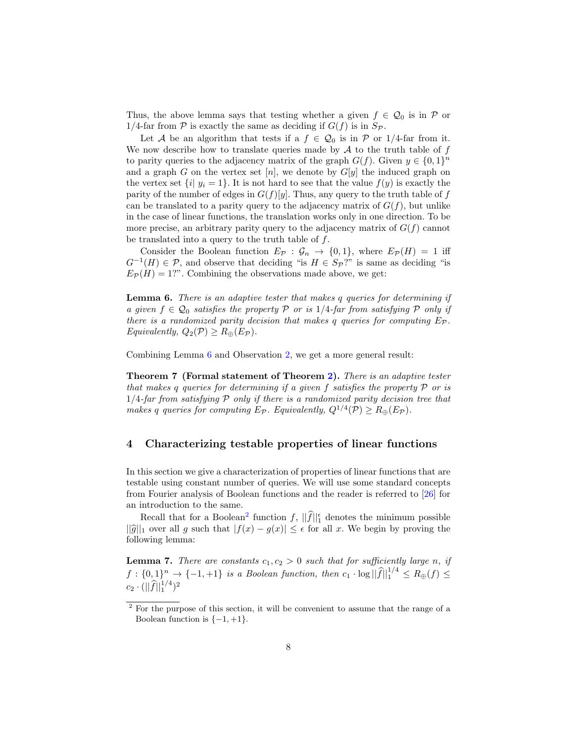Thus, the above lemma says that testing whether a given $f \in \mathcal{Q}_0$ is in $\mathcal{P}$ or 1/4-far from $\mathcal{P}$ is exactly the same as deciding if $G(f)$ is in $S_{\mathcal{P}}$.

Let $\mathcal{A}$ be an algorithm that tests if a $f \in \mathcal{Q}_0$ is in $\mathcal{P}$ or 1/4-far from it. We now describe how to translate queries made by $\mathcal{A}$ to the truth table of $f$ to parity queries to the adjacency matrix of the graph $G(f)$. Given $y \in \{0,1\}^n$ and a graph $G$ on the vertex set $[n]$, we denote by $G[y]$ the induced graph on the vertex set $\{i | \ y_i = 1\}$. It is not hard to see that the value $f(y)$ is exactly the parity of the number of edges in $G(f)[y]$. Thus, any query to the truth table of $f$ can be translated to a parity query to the adjacency matrix of $G(f)$, but unlike in the case of linear functions, the translation works only in one direction. To be more precise, an arbitrary parity query to the adjacency matrix of $G(f)$ cannot be translated into a query to the truth table of $f$.

Consider the Boolean function $E_{\mathcal{P}} : \mathcal{G}_n \rightarrow \{0,1\}$, where $E_{\mathcal{P}}(H) = 1$ iff $G^{-1}(H) \in \mathcal{P}$, and observe that deciding "is $H \in S_{\mathcal{P}}$?" is same as deciding "is $E_{\mathcal{P}}(H) = 1$?". Combining the observations made above, we get:

**Lemma 6.** *There is an adaptive tester that makes $q$ queries for determining if a given $f \in \mathcal{Q}_0$ satisfies the property $\mathcal{P}$ or is 1/4-far from satisfying $\mathcal{P}$ only if there is a randomized parity decision that makes $q$ queries for computing $E_{\mathcal{P}}$. Equivalently, $Q_2(\mathcal{P}) \geq R_{\oplus}(E_{\mathcal{P}})$.*

Combining Lemma 6 and Observation 2, we get a more general result:

**Theorem 7 (Formal statement of Theorem 2).** *There is an adaptive tester that makes $q$ queries for determining if a given $f$ satisfies the property $\mathcal{P}$ or is 1/4-far from satisfying $\mathcal{P}$ only if there is a randomized parity decision tree that makes $q$ queries for computing $E_{\mathcal{P}}$. Equivalently, $Q^{1/4}(\mathcal{P}) \geq R_{\oplus}(E_{\mathcal{P}})$.*

## 4 Characterizing testable properties of linear functions

In this section we give a characterization of properties of linear functions that are testable using constant number of queries. We will use some standard concepts from Fourier analysis of Boolean functions and the reader is referred to [26] for an introduction to the same.

Recall that for a Boolean[2] function $f$, $||\widehat{f}||_1^{\epsilon}$ denotes the minimum possible $||\widehat{g}||_1$ over all $g$ such that $|f(x) - g(x)| \leq \epsilon$ for all $x$. We begin by proving the following lemma:

**Lemma 7.** *There are constants $c_1, c_2 > 0$ such that for sufficiently large $n$, if $f : \{0,1\}^n \rightarrow \{-1,+1\}$ is a Boolean function, then $c_1 \cdot \log ||\widehat{f}||_1^{1/4} \leq R_{\oplus}(f) \leq c_2 \cdot (||\widehat{f}||_1^{1/4})^2$*

[2] For the purpose of this section, it will be convenient to assume that the range of a Boolean function is $\{-1,+1\}$.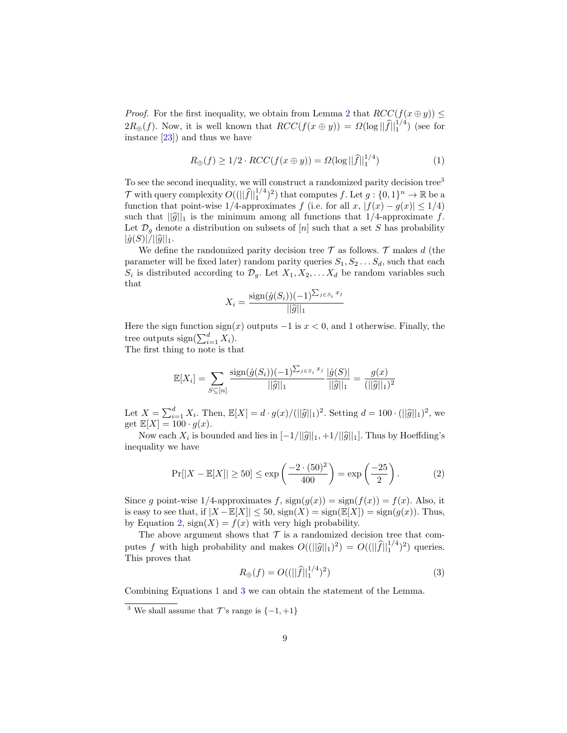*Proof.* For the first inequality, we obtain from Lemma 2 that $RCC(f(x \oplus y)) \leq 2R_{\oplus}(f)$. Now, it is well known that $RCC(f(x \oplus y)) = \Omega(\log ||\widehat{f}||_1^{1/4})$ (see for instance [23]) and thus we have

$$R_{\oplus}(f) \geq 1/2 \cdot RCC(f(x \oplus y)) = \Omega(\log ||\widehat{f}||_1^{1/4}) \tag{1}$$

To see the second inequality, we will construct a randomized parity decision tree[3] $\mathcal{T}$ with query complexity $O((||\widehat{f}||_1^{1/4})^2)$ that computes $f$. Let $g : \{0,1\}^n \to \mathbb{R}$ be a function that point-wise 1/4-approximates $f$ (i.e. for all $x$, $|f(x) - g(x)| \leq 1/4$) such that $||\widehat{g}||_1$ is the minimum among all functions that 1/4-approximate $f$. Let $\mathcal{D}_g$ denote a distribution on subsets of $[n]$ such that a set $S$ has probability $|\hat{g}(S)|/||\widehat{g}||_1$.

We define the randomized parity decision tree $\mathcal{T}$ as follows. $\mathcal{T}$ makes $d$ (the parameter will be fixed later) random parity queries $S_1, S_2 \ldots S_d$, such that each $S_i$ is distributed according to $\mathcal{D}_g$. Let $X_1, X_2, \ldots X_d$ be random variables such that

$$X_i = \frac{\text{sign}(\hat{g}(S_i))(-1)^{\sum_{j \in S_i} x_j}}{||\widehat{g}||_1}$$

Here the sign function $\text{sign}(x)$ outputs $-1$ is $x < 0$, and 1 otherwise. Finally, the tree outputs $\text{sign}(\sum_{i=1}^d X_i)$.
The first thing to note is that

$$\mathbb{E}[X_i] = \sum_{S \subseteq [n]} \frac{\text{sign}(\hat{g}(S_i))(-1)^{\sum_{j \in S_i} x_j}}{||\widehat{g}||_1} \frac{|\hat{g}(S)|}{||\widehat{g}||_1} = \frac{g(x)}{(||\widehat{g}||_1)^2}$$

Let $X = \sum_{i=1}^d X_i$. Then, $\mathbb{E}[X] = d \cdot g(x)/(||\widehat{g}||_1)^2$. Setting $d = 100 \cdot (||\widehat{g}||_1)^2$, we get $\mathbb{E}[X] = 100 \cdot g(x)$.

Now each $X_i$ is bounded and lies in $[-1/||\widehat{g}||_1, +1/||\widehat{g}||_1]$. Thus by Hoeffding's inequality we have

$$\Pr[|X - \mathbb{E}[X]| \geq 50] \leq \exp\left(\frac{-2 \cdot (50)^2}{400}\right) = \exp\left(\frac{-25}{2}\right). \tag{2}$$

Since $g$ point-wise 1/4-approximates $f$, $\text{sign}(g(x)) = \text{sign}(f(x)) = f(x)$. Also, it is easy to see that, if $|X - \mathbb{E}[X]| \leq 50$, $\text{sign}(X) = \text{sign}(\mathbb{E}[X]) = \text{sign}(g(x))$. Thus, by Equation 2, $\text{sign}(X) = f(x)$ with very high probability.

The above argument shows that $\mathcal{T}$ is a randomized decision tree that computes $f$ with high probability and makes $O((||\widehat{g}||_1)^2) = O((||\widehat{f}||_1^{1/4})^2)$ queries. This proves that

$$R_{\oplus}(f) = O((||\widehat{f}||_1^{1/4})^2) \tag{3}$$

Combining Equations 1 and 3 we can obtain the statement of the Lemma.

[3] We shall assume that $\mathcal{T}$'s range is $\{-1, +1\}$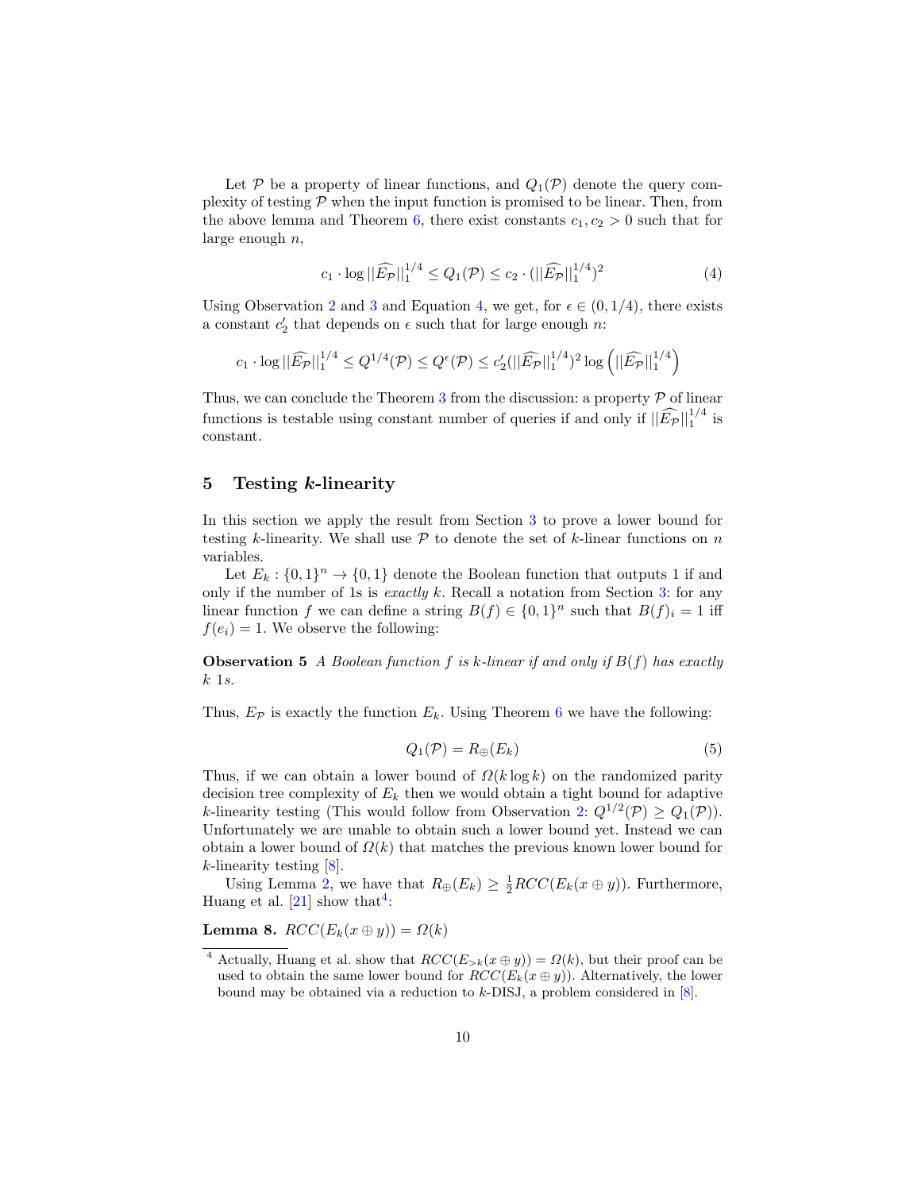Let $\mathcal{P}$ be a property of linear functions, and $Q_1(\mathcal{P})$ denote the query complexity of testing $\mathcal{P}$ when the input function is promised to be linear. Then, from the above lemma and Theorem 6, there exist constants $c_1, c_2 > 0$ such that for large enough $n$,

$$c_1 \cdot \log ||\widehat{E_{\mathcal{P}}}||_1^{1/4} \leq Q_1(\mathcal{P}) \leq c_2 \cdot (||\widehat{E_{\mathcal{P}}}||_1^{1/4})^2 \tag{4}$$

Using Observation 2 and 3 and Equation 4, we get, for $\epsilon \in (0, 1/4)$, there exists a constant $c_2'$ that depends on $\epsilon$ such that for large enough $n$:

$$c_1 \cdot \log ||\widehat{E_{\mathcal{P}}}||_1^{1/4} \leq Q^{1/4}(\mathcal{P}) \leq Q^{\epsilon}(\mathcal{P}) \leq c_2'(||\widehat{E_{\mathcal{P}}}||_1^{1/4})^2 \log\left(||\widehat{E_{\mathcal{P}}}||_1^{1/4}\right)$$

Thus, we can conclude the Theorem 3 from the discussion: a property $\mathcal{P}$ of linear functions is testable using constant number of queries if and only if $||\widehat{E_{\mathcal{P}}}||_1^{1/4}$ is constant.

## 5 Testing $k$-linearity

In this section we apply the result from Section 3 to prove a lower bound for testing $k$-linearity. We shall use $\mathcal{P}$ to denote the set of $k$-linear functions on $n$ variables.

Let $E_k : \{0,1\}^n \to \{0,1\}$ denote the Boolean function that outputs 1 if and only if the number of 1s is *exactly* $k$. Recall a notation from Section 3: for any linear function $f$ we can define a string $B(f) \in \{0,1\}^n$ such that $B(f)_i = 1$ iff $f(e_i) = 1$. We observe the following:

**Observation 5** *A Boolean function $f$ is $k$-linear if and only if $B(f)$ has exactly $k$ 1s.*

Thus, $E_{\mathcal{P}}$ is exactly the function $E_k$. Using Theorem 6 we have the following:

$$Q_1(\mathcal{P}) = R_{\oplus}(E_k) \tag{5}$$

Thus, if we can obtain a lower bound of $\Omega(k \log k)$ on the randomized parity decision tree complexity of $E_k$ then we would obtain a tight bound for adaptive $k$-linearity testing (This would follow from Observation 2: $Q^{1/2}(\mathcal{P}) \geq Q_1(\mathcal{P})$). Unfortunately we are unable to obtain such a lower bound yet. Instead we can obtain a lower bound of $\Omega(k)$ that matches the previous known lower bound for $k$-linearity testing [8].

Using Lemma 2, we have that $R_{\oplus}(E_k) \geq \frac{1}{2} RCC(E_k(x \oplus y))$. Furthermore, Huang et al. [21] show that[4]:

**Lemma 8.** $RCC(E_k(x \oplus y)) = \Omega(k)$

[4] Actually, Huang et al. show that $RCC(E_{>k}(x \oplus y)) = \Omega(k)$, but their proof can be used to obtain the same lower bound for $RCC(E_k(x \oplus y))$. Alternatively, the lower bound may be obtained via a reduction to $k$-DISJ, a problem considered in [8].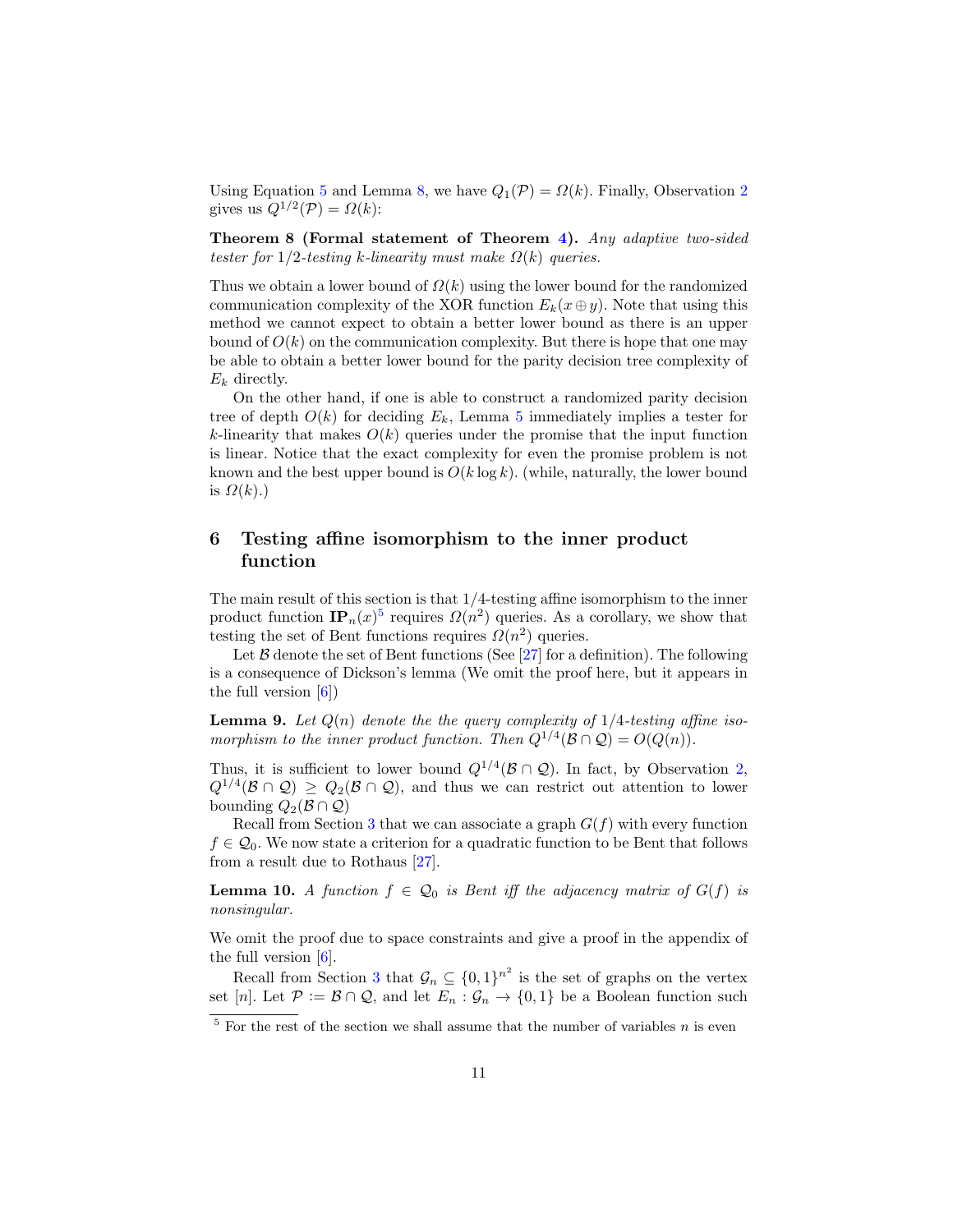Using Equation 5 and Lemma 8, we have $Q_1(\mathcal{P}) = \Omega(k)$. Finally, Observation 2 gives us $Q^{1/2}(\mathcal{P}) = \Omega(k)$:

**Theorem 8 (Formal statement of Theorem 4).** *Any adaptive two-sided tester for 1/2-testing k-linearity must make $\Omega(k)$ queries.*

Thus we obtain a lower bound of $\Omega(k)$ using the lower bound for the randomized communication complexity of the XOR function $E_k(x \oplus y)$. Note that using this method we cannot expect to obtain a better lower bound as there is an upper bound of $O(k)$ on the communication complexity. But there is hope that one may be able to obtain a better lower bound for the parity decision tree complexity of $E_k$ directly.

On the other hand, if one is able to construct a randomized parity decision tree of depth $O(k)$ for deciding $E_k$, Lemma 5 immediately implies a tester for $k$-linearity that makes $O(k)$ queries under the promise that the input function is linear. Notice that the exact complexity for even the promise problem is not known and the best upper bound is $O(k \log k)$. (while, naturally, the lower bound is $\Omega(k)$.)

## 6 Testing affine isomorphism to the inner product function

The main result of this section is that 1/4-testing affine isomorphism to the inner product function $\mathbf{IP}_n(x)$[5] requires $\Omega(n^2)$ queries. As a corollary, we show that testing the set of Bent functions requires $\Omega(n^2)$ queries.

Let $\mathcal{B}$ denote the set of Bent functions (See [27] for a definition). The following is a consequence of Dickson's lemma (We omit the proof here, but it appears in the full version [6])

**Lemma 9.** *Let $Q(n)$ denote the the query complexity of 1/4-testing affine isomorphism to the inner product function. Then $Q^{1/4}(\mathcal{B} \cap \mathcal{Q}) = O(Q(n))$.*

Thus, it is sufficient to lower bound $Q^{1/4}(\mathcal{B} \cap \mathcal{Q})$. In fact, by Observation 2, $Q^{1/4}(\mathcal{B} \cap \mathcal{Q}) \geq Q_2(\mathcal{B} \cap \mathcal{Q})$, and thus we can restrict out attention to lower bounding $Q_2(\mathcal{B} \cap \mathcal{Q})$

Recall from Section 3 that we can associate a graph $G(f)$ with every function $f \in \mathcal{Q}_0$. We now state a criterion for a quadratic function to be Bent that follows from a result due to Rothaus [27].

**Lemma 10.** *A function $f \in \mathcal{Q}_0$ is Bent iff the adjacency matrix of $G(f)$ is nonsingular.*

We omit the proof due to space constraints and give a proof in the appendix of the full version [6].

Recall from Section 3 that $\mathcal{G}_n \subseteq \{0,1\}^{n^2}$ is the set of graphs on the vertex set $[n]$. Let $\mathcal{P} := \mathcal{B} \cap \mathcal{Q}$, and let $E_n : \mathcal{G}_n \to \{0,1\}$ be a Boolean function such

[5] For the rest of the section we shall assume that the number of variables $n$ is even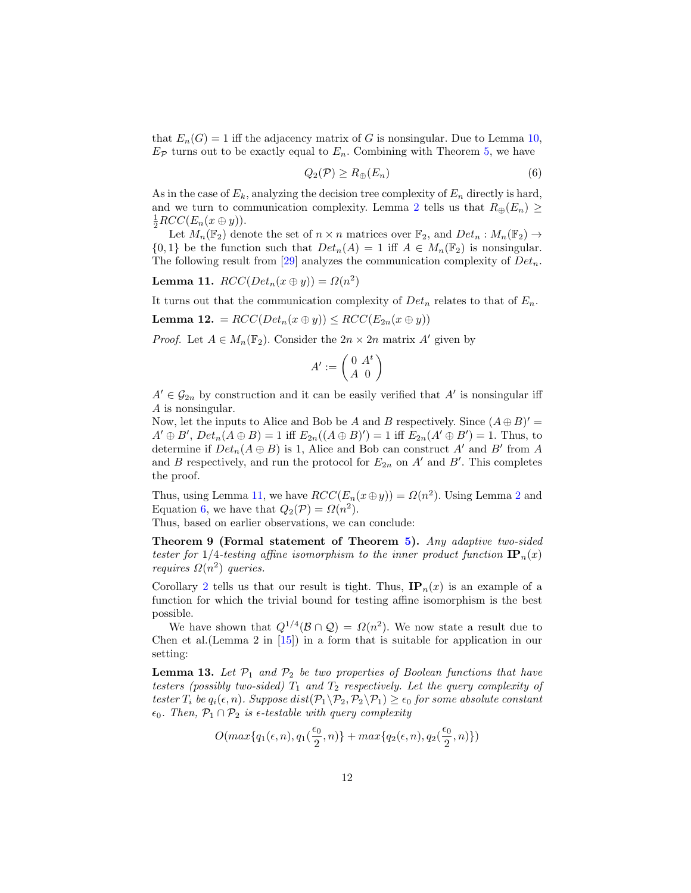that $E_n(G) = 1$ iff the adjacency matrix of $G$ is nonsingular. Due to Lemma 10, $E_{\mathcal{P}}$ turns out to be exactly equal to $E_n$. Combining with Theorem 5, we have

$$Q_2(\mathcal{P}) \geq R_{\oplus}(E_n) \tag{6}$$

As in the case of $E_k$, analyzing the decision tree complexity of $E_n$ directly is hard, and we turn to communication complexity. Lemma 2 tells us that $R_{\oplus}(E_n) \geq \frac{1}{2}RCC(E_n(x \oplus y))$.

Let $M_n(\mathbb{F}_2)$ denote the set of $n \times n$ matrices over $\mathbb{F}_2$, and $Det_n : M_n(\mathbb{F}_2) \rightarrow \{0, 1\}$ be the function such that $Det_n(A) = 1$ iff $A \in M_n(\mathbb{F}_2)$ is nonsingular. The following result from [29] analyzes the communication complexity of $Det_n$.

**Lemma 11.** $RCC(Det_n(x \oplus y)) = \Omega(n^2)$

It turns out that the communication complexity of $Det_n$ relates to that of $E_n$.

**Lemma 12.** $= RCC(Det_n(x \oplus y)) \leq RCC(E_{2n}(x \oplus y))$

*Proof.* Let $A \in M_n(\mathbb{F}_2)$. Consider the $2n \times 2n$ matrix $A'$ given by

$$A' := \begin{pmatrix} 0 & A^t \\ A & 0 \end{pmatrix}$$

$A' \in \mathcal{G}_{2n}$ by construction and it can be easily verified that $A'$ is nonsingular iff $A$ is nonsingular.

Now, let the inputs to Alice and Bob be $A$ and $B$ respectively. Since $(A \oplus B)' = A' \oplus B'$, $Det_n(A \oplus B) = 1$ iff $E_{2n}((A \oplus B)') = 1$ iff $E_{2n}(A' \oplus B') = 1$. Thus, to determine if $Det_n(A \oplus B)$ is 1, Alice and Bob can construct $A'$ and $B'$ from $A$ and $B$ respectively, and run the protocol for $E_{2n}$ on $A'$ and $B'$. This completes the proof.

Thus, using Lemma 11, we have $RCC(E_n(x \oplus y)) = \Omega(n^2)$. Using Lemma 2 and Equation 6, we have that $Q_2(\mathcal{P}) = \Omega(n^2)$.

Thus, based on earlier observations, we can conclude:

**Theorem 9 (Formal statement of Theorem 5).** *Any adaptive two-sided tester for $1/4$-testing affine isomorphism to the inner product function $\mathbf{IP}_n(x)$ requires $\Omega(n^2)$ queries.*

Corollary 2 tells us that our result is tight. Thus, $\mathbf{IP}_n(x)$ is an example of a function for which the trivial bound for testing affine isomorphism is the best possible.

We have shown that $Q^{1/4}(\mathcal{B} \cap \mathcal{Q}) = \Omega(n^2)$. We now state a result due to Chen et al.(Lemma 2 in [15]) in a form that is suitable for application in our setting:

**Lemma 13.** *Let $\mathcal{P}_1$ and $\mathcal{P}_2$ be two properties of Boolean functions that have testers (possibly two-sided) $T_1$ and $T_2$ respectively. Let the query complexity of tester $T_i$ be $q_i(\epsilon, n)$. Suppose $dist(\mathcal{P}_1 \backslash \mathcal{P}_2, \mathcal{P}_2 \backslash \mathcal{P}_1) \geq \epsilon_0$ for some absolute constant $\epsilon_0$. Then, $\mathcal{P}_1 \cap \mathcal{P}_2$ is $\epsilon$-testable with query complexity*

$$O(max\{q_1(\epsilon, n), q_1(\frac{\epsilon_0}{2}, n)\} + max\{q_2(\epsilon, n), q_2(\frac{\epsilon_0}{2}, n)\})$$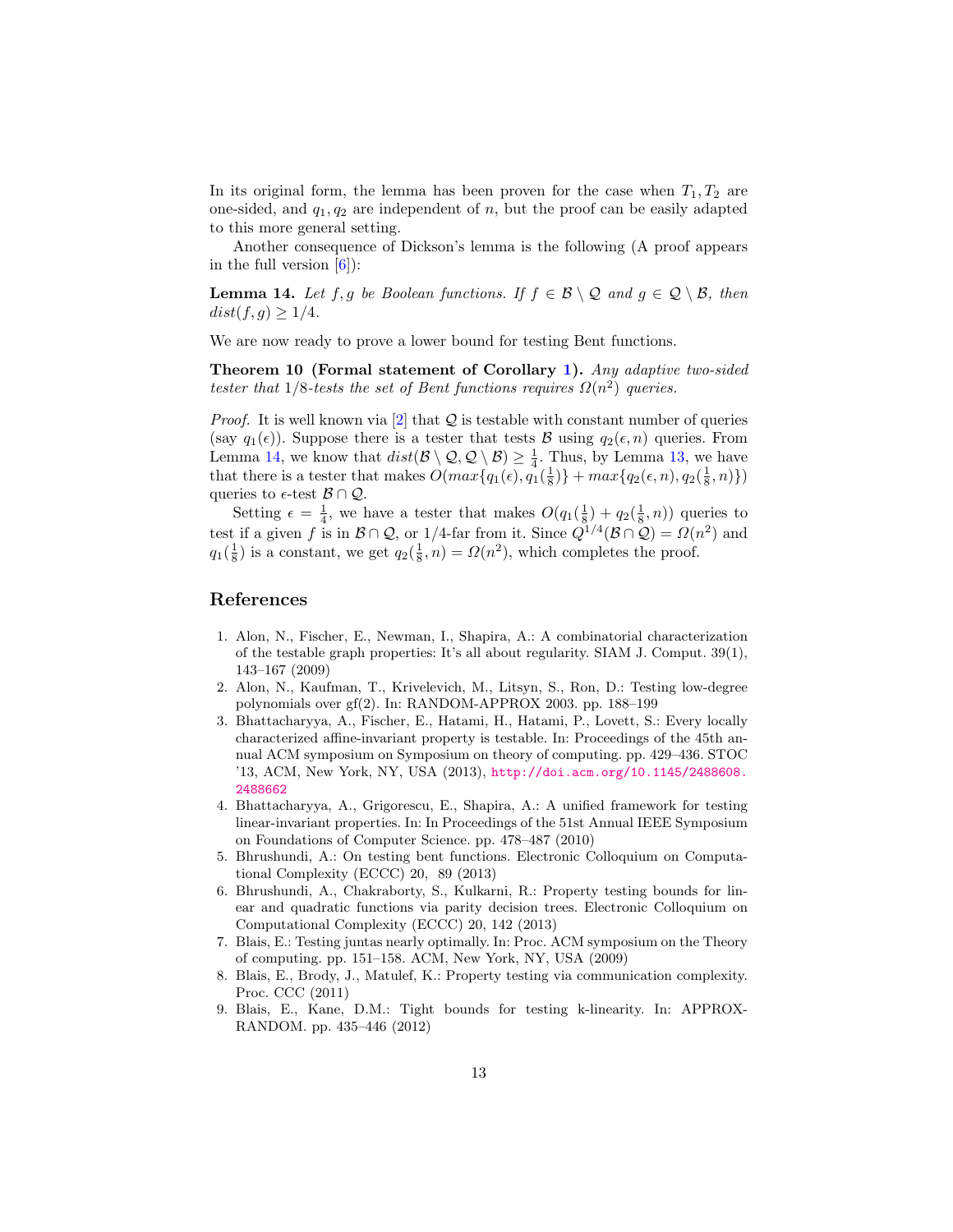In its original form, the lemma has been proven for the case when $T_1, T_2$ are one-sided, and $q_1, q_2$ are independent of $n$, but the proof can be easily adapted to this more general setting.

Another consequence of Dickson's lemma is the following (A proof appears in the full version [6]):

**Lemma 14.** *Let $f, g$ be Boolean functions. If $f \in \mathcal{B} \setminus \mathcal{Q}$ and $g \in \mathcal{Q} \setminus \mathcal{B}$, then $dist(f, g) \geq 1/4$.*

We are now ready to prove a lower bound for testing Bent functions.

**Theorem 10 (Formal statement of Corollary 1).** *Any adaptive two-sided tester that 1/8-tests the set of Bent functions requires $\Omega(n^2)$ queries.*

*Proof.* It is well known via [2] that $\mathcal{Q}$ is testable with constant number of queries (say $q_1(\epsilon)$). Suppose there is a tester that tests $\mathcal{B}$ using $q_2(\epsilon, n)$ queries. From Lemma 14, we know that $dist(\mathcal{B} \setminus \mathcal{Q}, \mathcal{Q} \setminus \mathcal{B}) \geq \frac{1}{4}$. Thus, by Lemma 13, we have that there is a tester that makes $O(max\{q_1(\epsilon), q_1(\frac{1}{8})\} + max\{q_2(\epsilon, n), q_2(\frac{1}{8}, n)\})$ queries to $\epsilon$-test $\mathcal{B} \cap \mathcal{Q}$.

Setting $\epsilon = \frac{1}{4}$, we have a tester that makes $O(q_1(\frac{1}{8}) + q_2(\frac{1}{8}, n))$ queries to test if a given $f$ is in $\mathcal{B} \cap \mathcal{Q}$, or 1/4-far from it. Since $Q^{1/4}(\mathcal{B} \cap \mathcal{Q}) = \Omega(n^2)$ and $q_1(\frac{1}{8})$ is a constant, we get $q_2(\frac{1}{8}, n) = \Omega(n^2)$, which completes the proof.

## References

1. Alon, N., Fischer, E., Newman, I., Shapira, A.: A combinatorial characterization of the testable graph properties: It's all about regularity. SIAM J. Comput. 39(1), 143–167 (2009)
2. Alon, N., Kaufman, T., Krivelevich, M., Litsyn, S., Ron, D.: Testing low-degree polynomials over gf(2). In: RANDOM-APPROX 2003. pp. 188–199
3. Bhattacharyya, A., Fischer, E., Hatami, H., Hatami, P., Lovett, S.: Every locally characterized affine-invariant property is testable. In: Proceedings of the 45th annual ACM symposium on Symposium on theory of computing. pp. 429–436. STOC '13, ACM, New York, NY, USA (2013), http://doi.acm.org/10.1145/2488608.2488662
4. Bhattacharyya, A., Grigorescu, E., Shapira, A.: A unified framework for testing linear-invariant properties. In: In Proceedings of the 51st Annual IEEE Symposium on Foundations of Computer Science. pp. 478–487 (2010)
5. Bhrushundi, A.: On testing bent functions. Electronic Colloquium on Computational Complexity (ECCC) 20, 89 (2013)
6. Bhrushundi, A., Chakraborty, S., Kulkarni, R.: Property testing bounds for linear and quadratic functions via parity decision trees. Electronic Colloquium on Computational Complexity (ECCC) 20, 142 (2013)
7. Blais, E.: Testing juntas nearly optimally. In: Proc. ACM symposium on the Theory of computing. pp. 151–158. ACM, New York, NY, USA (2009)
8. Blais, E., Brody, J., Matulef, K.: Property testing via communication complexity. Proc. CCC (2011)
9. Blais, E., Kane, D.M.: Tight bounds for testing k-linearity. In: APPROX-RANDOM. pp. 435–446 (2012)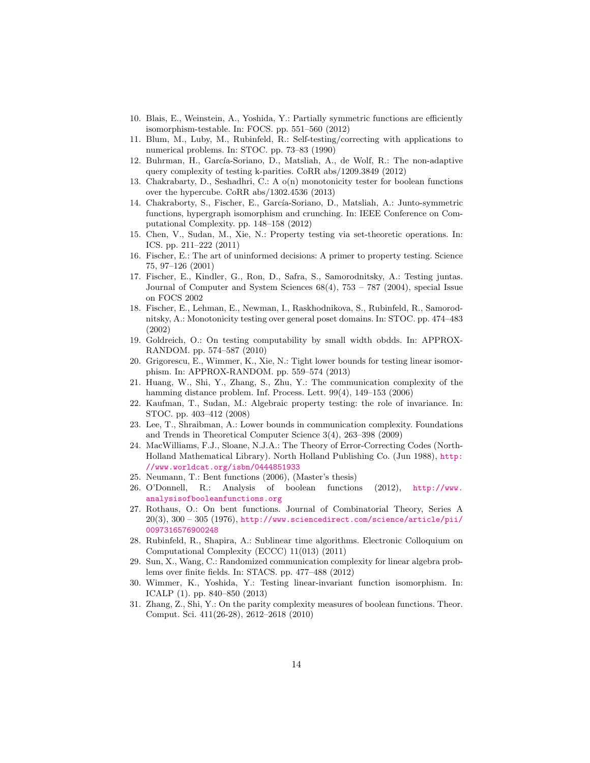10. Blais, E., Weinstein, A., Yoshida, Y.: Partially symmetric functions are efficiently isomorphism-testable. In: FOCS. pp. 551–560 (2012)
11. Blum, M., Luby, M., Rubinfeld, R.: Self-testing/correcting with applications to numerical problems. In: STOC. pp. 73–83 (1990)
12. Buhrman, H., García-Soriano, D., Matsliah, A., de Wolf, R.: The non-adaptive query complexity of testing k-parities. CoRR abs/1209.3849 (2012)
13. Chakrabarty, D., Seshadhri, C.: A o(n) monotonicity tester for boolean functions over the hypercube. CoRR abs/1302.4536 (2013)
14. Chakraborty, S., Fischer, E., García-Soriano, D., Matsliah, A.: Junto-symmetric functions, hypergraph isomorphism and crunching. In: IEEE Conference on Computational Complexity. pp. 148–158 (2012)
15. Chen, V., Sudan, M., Xie, N.: Property testing via set-theoretic operations. In: ICS. pp. 211–222 (2011)
16. Fischer, E.: The art of uninformed decisions: A primer to property testing. Science 75, 97–126 (2001)
17. Fischer, E., Kindler, G., Ron, D., Safra, S., Samorodnitsky, A.: Testing juntas. Journal of Computer and System Sciences 68(4), 753 – 787 (2004), special Issue on FOCS 2002
18. Fischer, E., Lehman, E., Newman, I., Raskhodnikova, S., Rubinfeld, R., Samorodnitsky, A.: Monotonicity testing over general poset domains. In: STOC. pp. 474–483 (2002)
19. Goldreich, O.: On testing computability by small width obdds. In: APPROX-RANDOM. pp. 574–587 (2010)
20. Grigorescu, E., Wimmer, K., Xie, N.: Tight lower bounds for testing linear isomorphism. In: APPROX-RANDOM. pp. 559–574 (2013)
21. Huang, W., Shi, Y., Zhang, S., Zhu, Y.: The communication complexity of the hamming distance problem. Inf. Process. Lett. 99(4), 149–153 (2006)
22. Kaufman, T., Sudan, M.: Algebraic property testing: the role of invariance. In: STOC. pp. 403–412 (2008)
23. Lee, T., Shraibman, A.: Lower bounds in communication complexity. Foundations and Trends in Theoretical Computer Science 3(4), 263–398 (2009)
24. MacWilliams, F.J., Sloane, N.J.A.: The Theory of Error-Correcting Codes (North-Holland Mathematical Library). North Holland Publishing Co. (Jun 1988), http://www.worldcat.org/isbn/0444851933
25. Neumann, T.: Bent functions (2006), (Master's thesis)
26. O'Donnell, R.: Analysis of boolean functions (2012), http://www.analysisofbooleanfunctions.org
27. Rothaus, O.: On bent functions. Journal of Combinatorial Theory, Series A 20(3), 300 – 305 (1976), http://www.sciencedirect.com/science/article/pii/0097316576900248
28. Rubinfeld, R., Shapira, A.: Sublinear time algorithms. Electronic Colloquium on Computational Complexity (ECCC) 11(013) (2011)
29. Sun, X., Wang, C.: Randomized communication complexity for linear algebra problems over finite fields. In: STACS. pp. 477–488 (2012)
30. Wimmer, K., Yoshida, Y.: Testing linear-invariant function isomorphism. In: ICALP (1). pp. 840–850 (2013)
31. Zhang, Z., Shi, Y.: On the parity complexity measures of boolean functions. Theor. Comput. Sci. 411(26-28), 2612–2618 (2010)